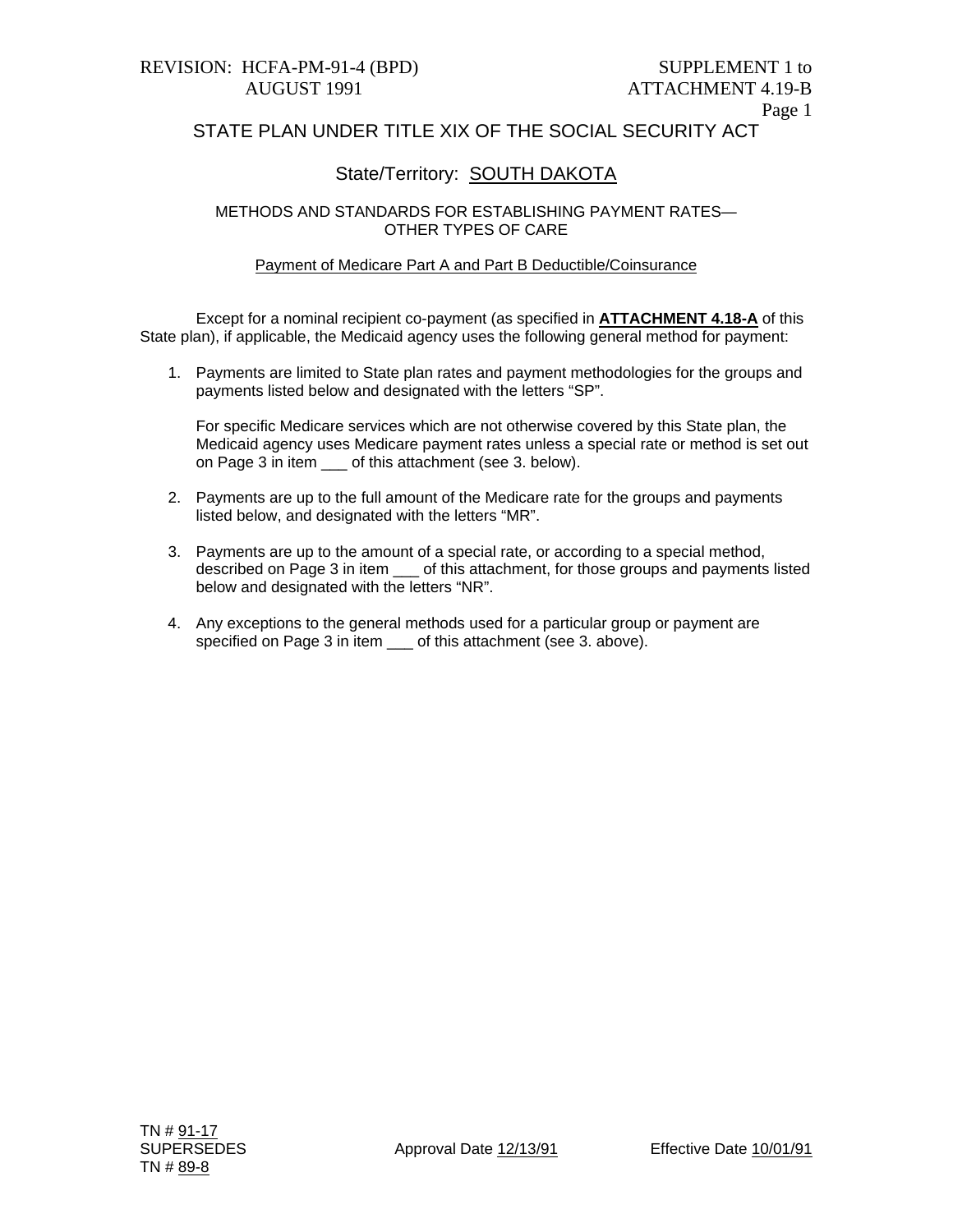REVISION: HCFA-PM-91-4 (BPD)
AUGUST 1991

SUPPLEMENT 1 to
ATTACHMENT 4.19-B

# STATE PLAN UNDER TITLE XIX OF THE SOCIAL SECURITY ACT

## State/Territory: SOUTH DAKOTA

### METHODS AND STANDARDS FOR ESTABLISHING PAYMENT RATES— OTHER TYPES OF CARE

Payment of Medicare Part A and Part B Deductible/Coinsurance

Except for a nominal recipient co-payment (as specified in **ATTACHMENT 4.18-A** of this State plan), if applicable, the Medicaid agency uses the following general method for payment:

1. Payments are limited to State plan rates and payment methodologies for the groups and payments listed below and designated with the letters "SP".

   For specific Medicare services which are not otherwise covered by this State plan, the Medicaid agency uses Medicare payment rates unless a special rate or method is set out on Page 3 in item ___ of this attachment (see 3. below).

2. Payments are up to the full amount of the Medicare rate for the groups and payments listed below, and designated with the letters "MR".

3. Payments are up to the amount of a special rate, or according to a special method, described on Page 3 in item ___ of this attachment, for those groups and payments listed below and designated with the letters "NR".

4. Any exceptions to the general methods used for a particular group or payment are specified on Page 3 in item ___ of this attachment (see 3. above).

TN # 91-17
SUPERSEDES
TN # 89-8

Approval Date 12/13/91

Effective Date 10/01/91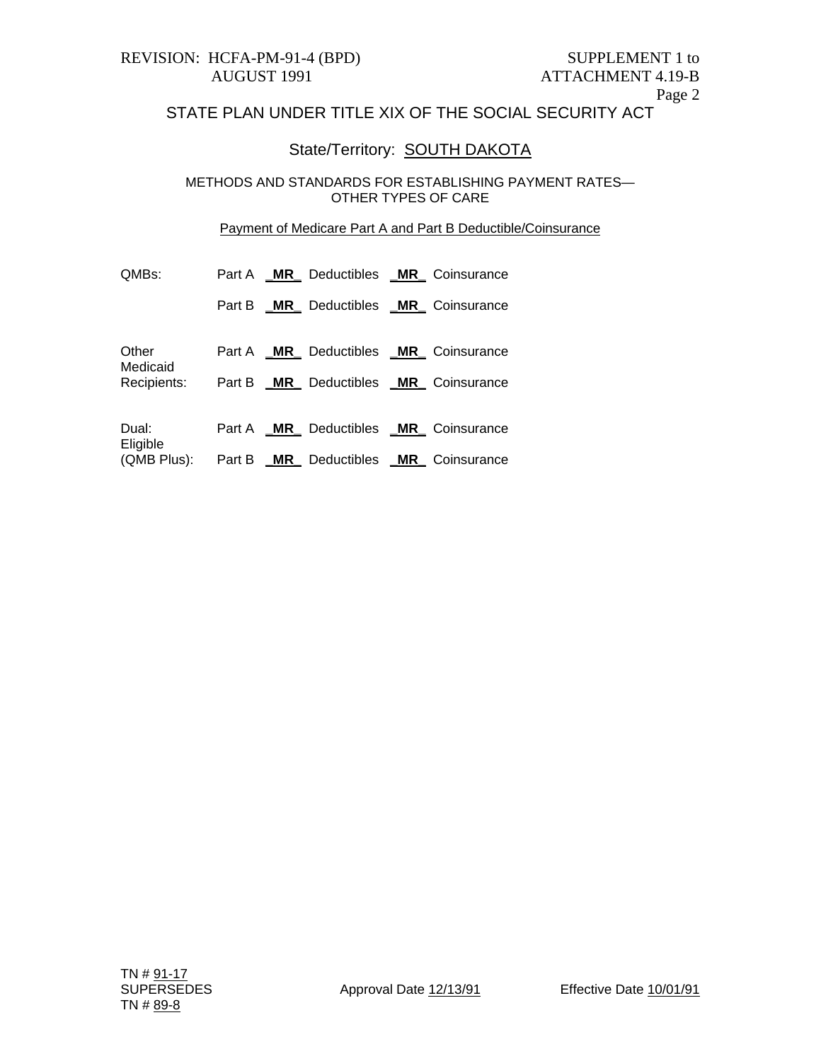REVISION: HCFA-PM-91-4 (BPD)
AUGUST 1991

SUPPLEMENT 1 to
ATTACHMENT 4.19-B
Page 2

# STATE PLAN UNDER TITLE XIX OF THE SOCIAL SECURITY ACT

## State/Territory: SOUTH DAKOTA

### METHODS AND STANDARDS FOR ESTABLISHING PAYMENT RATES— OTHER TYPES OF CARE

Payment of Medicare Part A and Part B Deductible/Coinsurance

| | | | | | |
|---|---|---|---|---|---|
| QMBs: | Part A | **MR** | Deductibles | **MR** | Coinsurance |
| | Part B | **MR** | Deductibles | **MR** | Coinsurance |
| Other Medicaid Recipients: | Part A | **MR** | Deductibles | **MR** | Coinsurance |
| | Part B | **MR** | Deductibles | **MR** | Coinsurance |
| Dual: Eligible (QMB Plus): | Part A | **MR** | Deductibles | **MR** | Coinsurance |
| | Part B | **MR** | Deductibles | **MR** | Coinsurance |

TN # 91-17
SUPERSEDES
TN # 89-8

Approval Date 12/13/91

Effective Date 10/01/91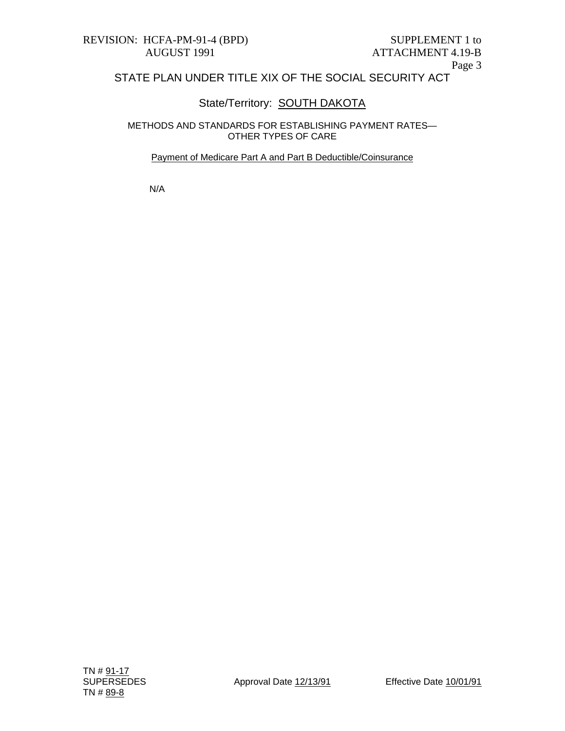REVISION: HCFA-PM-91-4 (BPD)
AUGUST 1991

SUPPLEMENT 1 to
ATTACHMENT 4.19-B
Page 3

# STATE PLAN UNDER TITLE XIX OF THE SOCIAL SECURITY ACT

## State/Territory: SOUTH DAKOTA

### METHODS AND STANDARDS FOR ESTABLISHING PAYMENT RATES— OTHER TYPES OF CARE

Payment of Medicare Part A and Part B Deductible/Coinsurance

N/A

TN # 91-17
SUPERSEDES
TN # 89-8

Approval Date 12/13/91

Effective Date 10/01/91